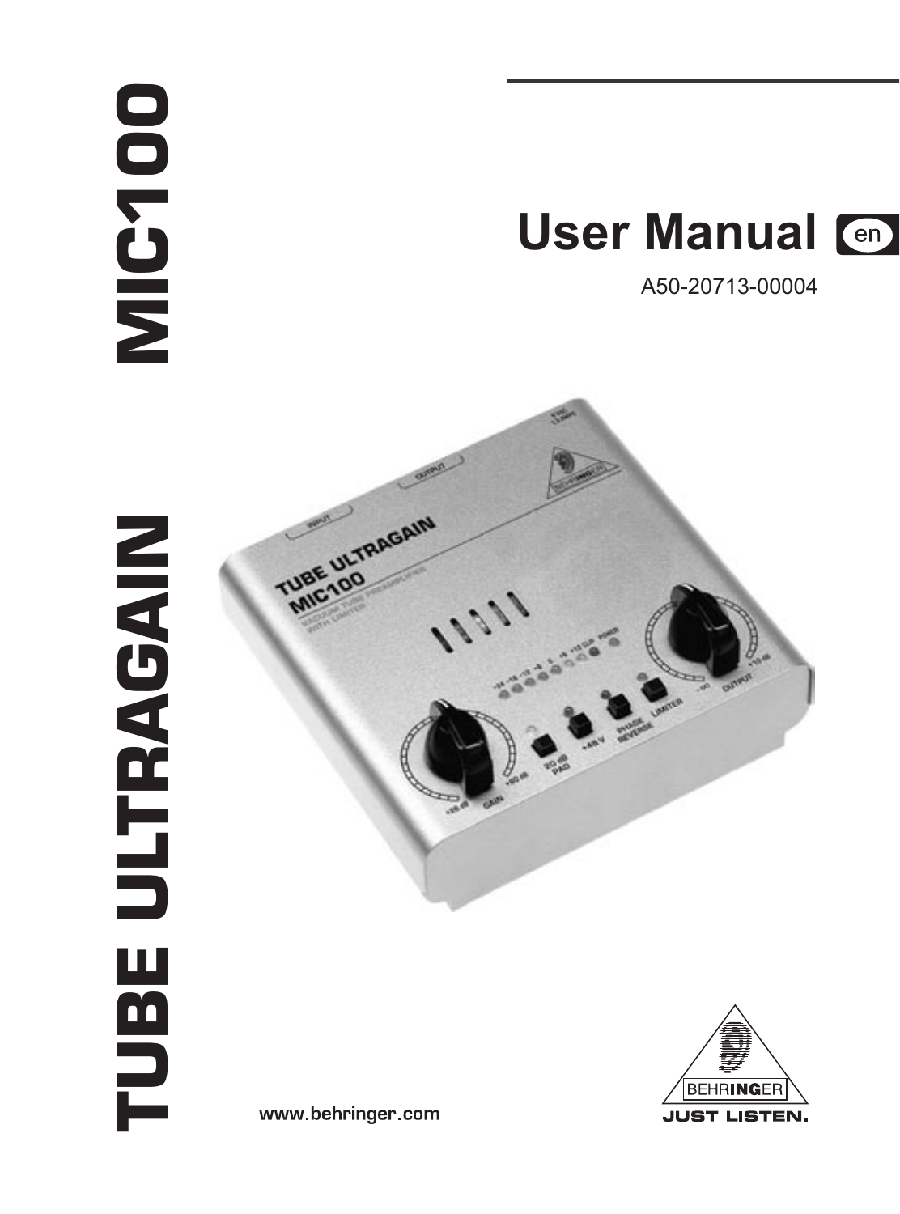# MIC100

# TUBE ULTRAGAIN

## User Manual

A50-20713-00004

www.behringer.com

BEHRINGER

JUST LISTEN.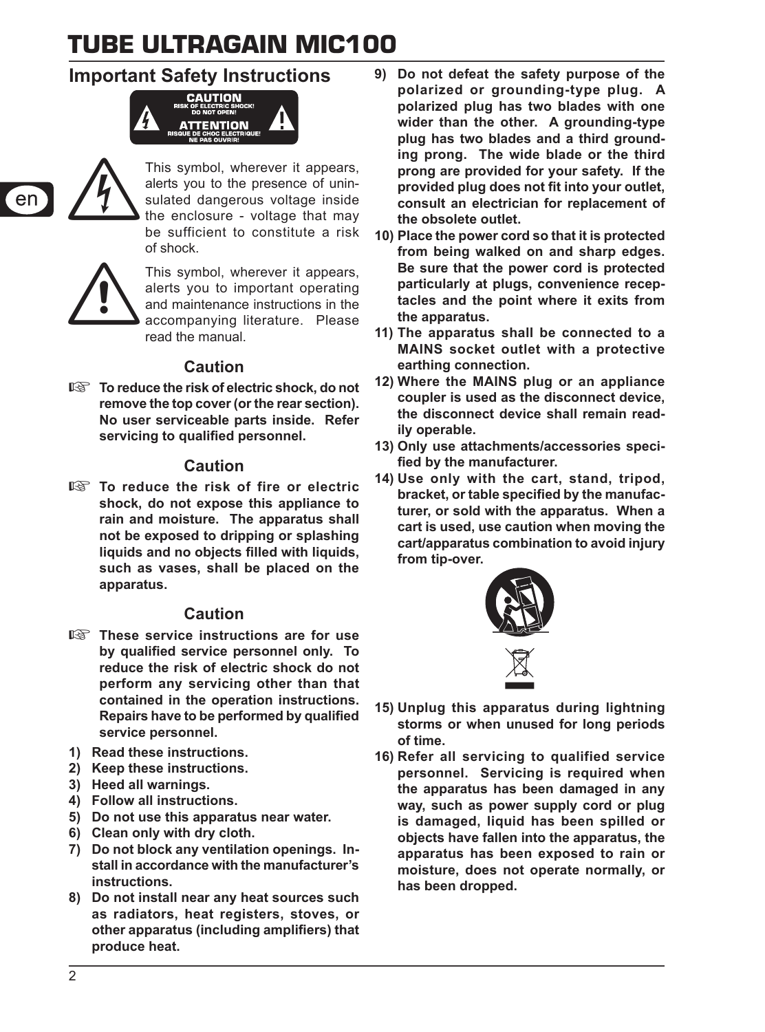# TUBE ULTRAGAIN MIC100

## Important Safety Instructions

CAUTION
RISK OF ELECTRIC SHOCK!
DO NOT OPEN!

ATTENTION
RISQUE DE CHOC ELECTRIQUE!
NE PAS OUVRIR!

This symbol, wherever it appears, alerts you to the presence of uninsulated dangerous voltage inside the enclosure - voltage that may be sufficient to constitute a risk of shock.

This symbol, wherever it appears, alerts you to important operating and maintenance instructions in the accompanying literature. Please read the manual.

### Caution

☞ **To reduce the risk of electric shock, do not remove the top cover (or the rear section). No user serviceable parts inside. Refer servicing to qualified personnel.**

### Caution

☞ **To reduce the risk of fire or electric shock, do not expose this appliance to rain and moisture. The apparatus shall not be exposed to dripping or splashing liquids and no objects filled with liquids, such as vases, shall be placed on the apparatus.**

### Caution

☞ **These service instructions are for use by qualified service personnel only. To reduce the risk of electric shock do not perform any servicing other than that contained in the operation instructions. Repairs have to be performed by qualified service personnel.**

1) **Read these instructions.**
2) **Keep these instructions.**
3) **Heed all warnings.**
4) **Follow all instructions.**
5) **Do not use this apparatus near water.**
6) **Clean only with dry cloth.**
7) **Do not block any ventilation openings. Install in accordance with the manufacturer's instructions.**
8) **Do not install near any heat sources such as radiators, heat registers, stoves, or other apparatus (including amplifiers) that produce heat.**
9) **Do not defeat the safety purpose of the polarized or grounding-type plug. A polarized plug has two blades with one wider than the other. A grounding-type plug has two blades and a third grounding prong. The wide blade or the third prong are provided for your safety. If the provided plug does not fit into your outlet, consult an electrician for replacement of the obsolete outlet.**
10) **Place the power cord so that it is protected from being walked on and sharp edges. Be sure that the power cord is protected particularly at plugs, convenience receptacles and the point where it exits from the apparatus.**
11) **The apparatus shall be connected to a MAINS socket outlet with a protective earthing connection.**
12) **Where the MAINS plug or an appliance coupler is used as the disconnect device, the disconnect device shall remain readily operable.**
13) **Only use attachments/accessories specified by the manufacturer.**
14) **Use only with the cart, stand, tripod, bracket, or table specified by the manufacturer, or sold with the apparatus. When a cart is used, use caution when moving the cart/apparatus combination to avoid injury from tip-over.**
15) **Unplug this apparatus during lightning storms or when unused for long periods of time.**
16) **Refer all servicing to qualified service personnel. Servicing is required when the apparatus has been damaged in any way, such as power supply cord or plug is damaged, liquid has been spilled or objects have fallen into the apparatus, the apparatus has been exposed to rain or moisture, does not operate normally, or has been dropped.**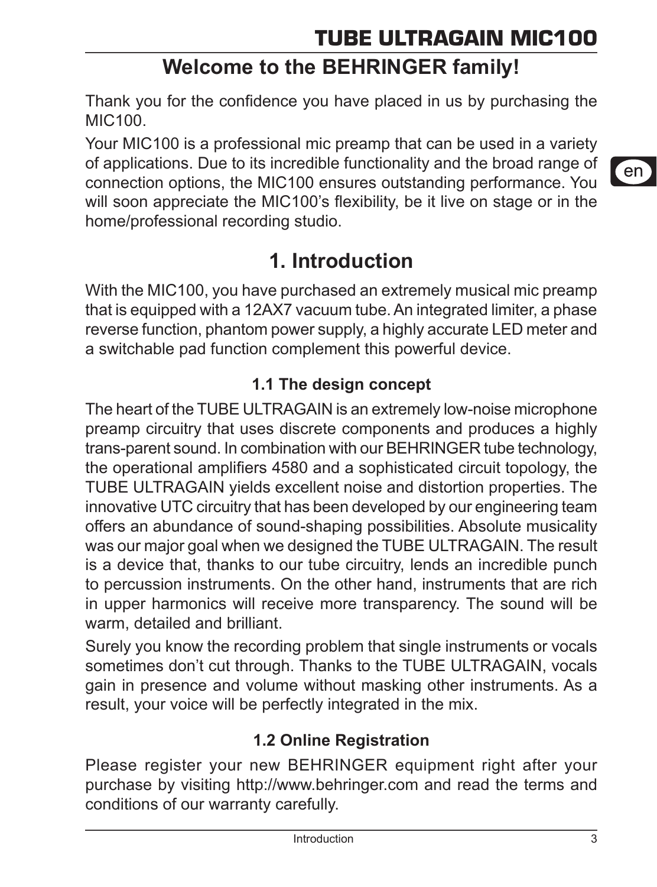# Welcome to the BEHRINGER family!

Thank you for the confidence you have placed in us by purchasing the MIC100.

Your MIC100 is a professional mic preamp that can be used in a variety of applications. Due to its incredible functionality and the broad range of connection options, the MIC100 ensures outstanding performance. You will soon appreciate the MIC100's flexibility, be it live on stage or in the home/professional recording studio.

# 1. Introduction

With the MIC100, you have purchased an extremely musical mic preamp that is equipped with a 12AX7 vacuum tube. An integrated limiter, a phase reverse function, phantom power supply, a highly accurate LED meter and a switchable pad function complement this powerful device.

### 1.1 The design concept

The heart of the TUBE ULTRAGAIN is an extremely low-noise microphone preamp circuitry that uses discrete components and produces a highly trans-parent sound. In combination with our BEHRINGER tube technology, the operational amplifiers 4580 and a sophisticated circuit topology, the TUBE ULTRAGAIN yields excellent noise and distortion properties. The innovative UTC circuitry that has been developed by our engineering team offers an abundance of sound-shaping possibilities. Absolute musicality was our major goal when we designed the TUBE ULTRAGAIN. The result is a device that, thanks to our tube circuitry, lends an incredible punch to percussion instruments. On the other hand, instruments that are rich in upper harmonics will receive more transparency. The sound will be warm, detailed and brilliant.

Surely you know the recording problem that single instruments or vocals sometimes don't cut through. Thanks to the TUBE ULTRAGAIN, vocals gain in presence and volume without masking other instruments. As a result, your voice will be perfectly integrated in the mix.

### 1.2 Online Registration

Please register your new BEHRINGER equipment right after your purchase by visiting http://www.behringer.com and read the terms and conditions of our warranty carefully.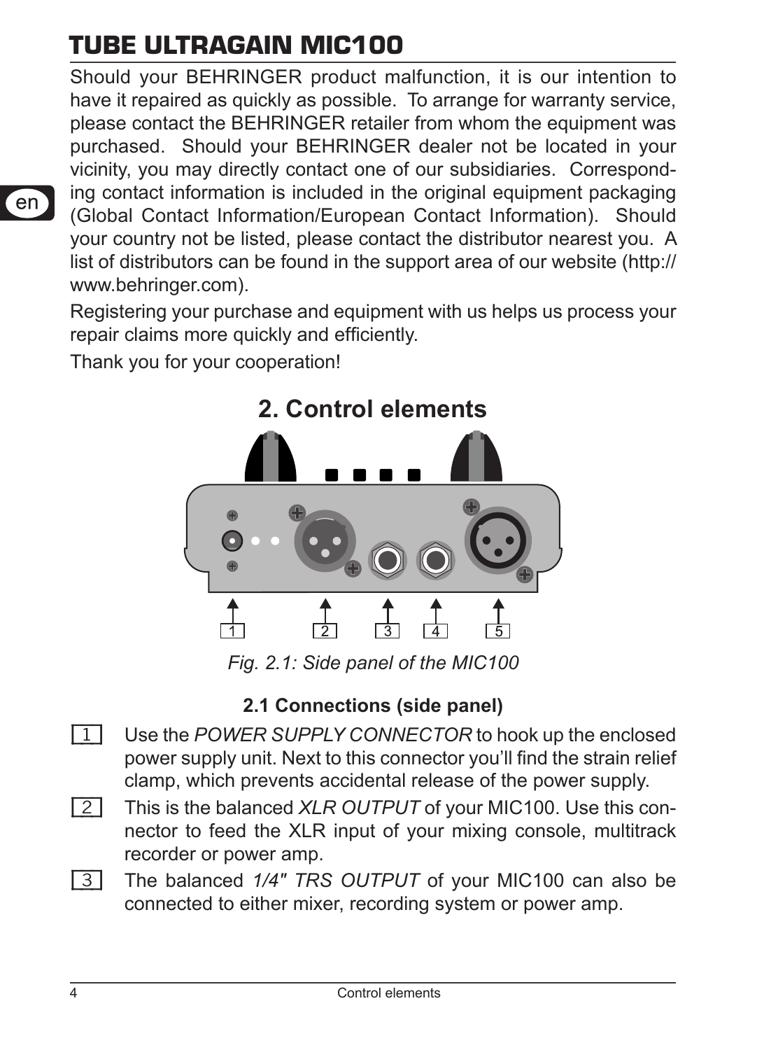Should your BEHRINGER product malfunction, it is our intention to have it repaired as quickly as possible. To arrange for warranty service, please contact the BEHRINGER retailer from whom the equipment was purchased. Should your BEHRINGER dealer not be located in your vicinity, you may directly contact one of our subsidiaries. Corresponding contact information is included in the original equipment packaging (Global Contact Information/European Contact Information). Should your country not be listed, please contact the distributor nearest you. A list of distributors can be found in the support area of our website (http://www.behringer.com).

Registering your purchase and equipment with us helps us process your repair claims more quickly and efficiently.

Thank you for your cooperation!

# 2. Control elements

*Fig. 2.1: Side panel of the MIC100*

### 2.1 Connections (side panel)

[1] Use the *POWER SUPPLY CONNECTOR* to hook up the enclosed power supply unit. Next to this connector you'll find the strain relief clamp, which prevents accidental release of the power supply.

[2] This is the balanced *XLR OUTPUT* of your MIC100. Use this connector to feed the XLR input of your mixing console, multitrack recorder or power amp.

[3] The balanced *1/4" TRS OUTPUT* of your MIC100 can also be connected to either mixer, recording system or power amp.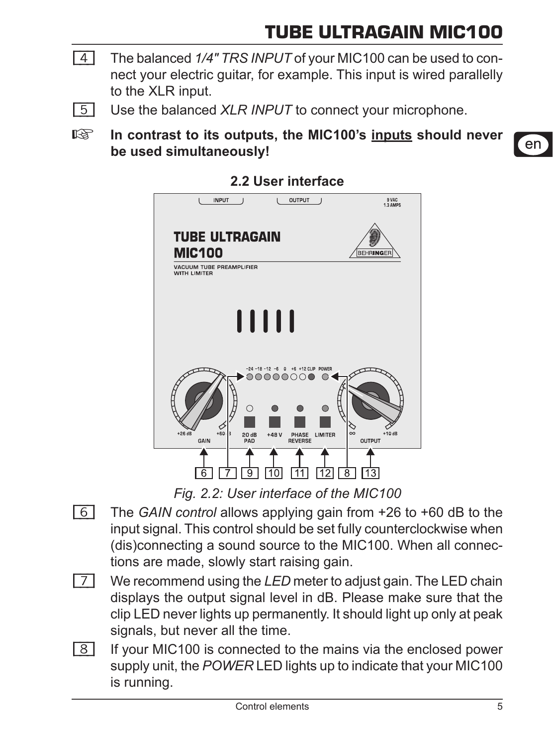[4] The balanced *1/4" TRS INPUT* of your MIC100 can be used to connect your electric guitar, for example. This input is wired parallelly to the XLR input.

[5] Use the balanced *XLR INPUT* to connect your microphone.

☞ **In contrast to its outputs, the MIC100's inputs should never be used simultaneously!**

## 2.2 User interface

*Fig. 2.2: User interface of the MIC100*

[6] The *GAIN control* allows applying gain from +26 to +60 dB to the input signal. This control should be set fully counterclockwise when (dis)connecting a sound source to the MIC100. When all connections are made, slowly start raising gain.

[7] We recommend using the *LED* meter to adjust gain. The LED chain displays the output signal level in dB. Please make sure that the clip LED never lights up permanently. It should light up only at peak signals, but never all the time.

[8] If your MIC100 is connected to the mains via the enclosed power supply unit, the *POWER* LED lights up to indicate that your MIC100 is running.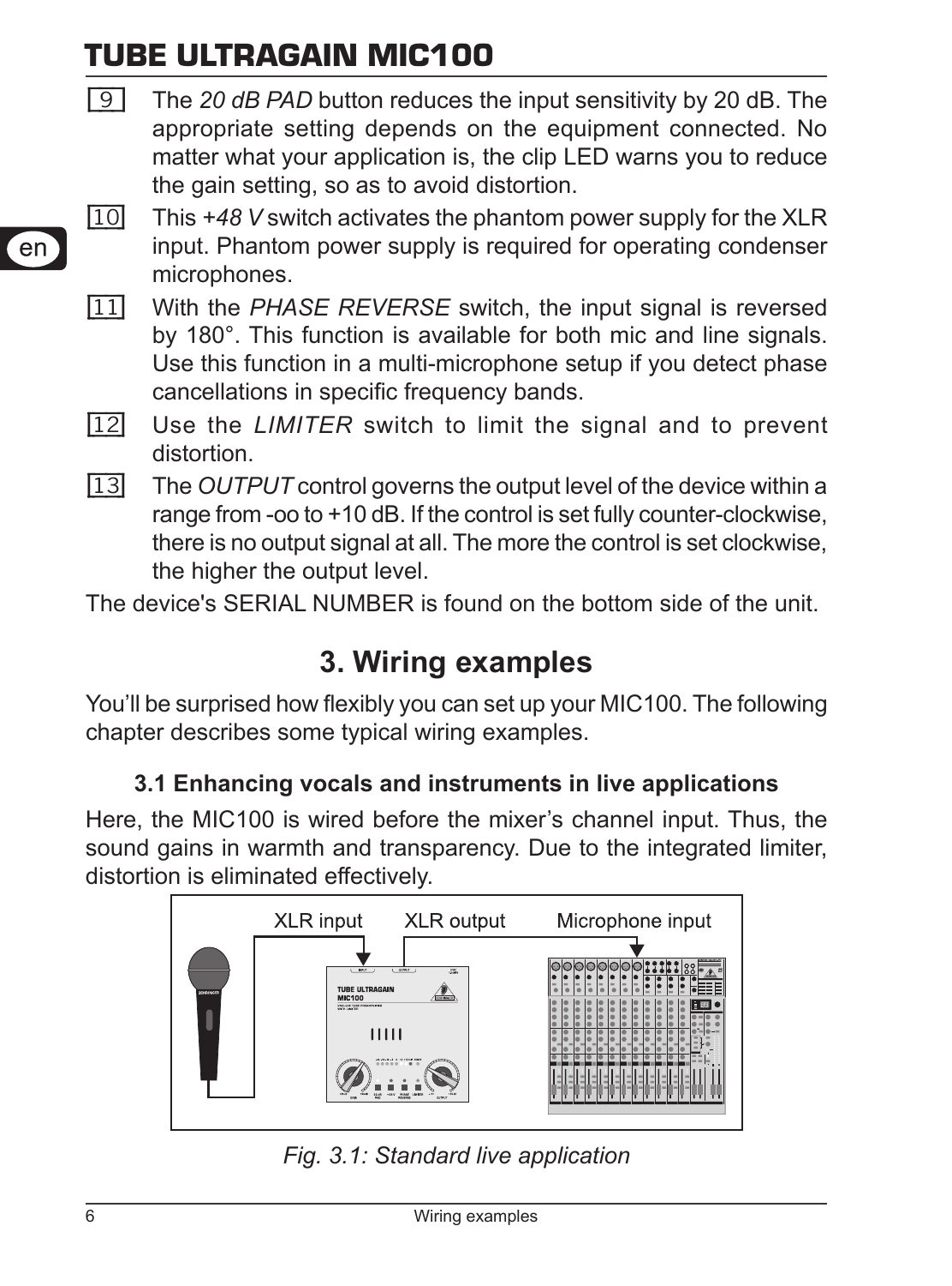[9] The *20 dB PAD* button reduces the input sensitivity by 20 dB. The appropriate setting depends on the equipment connected. No matter what your application is, the clip LED warns you to reduce the gain setting, so as to avoid distortion.

[10] This *+48 V* switch activates the phantom power supply for the XLR input. Phantom power supply is required for operating condenser microphones.

[11] With the *PHASE REVERSE* switch, the input signal is reversed by 180°. This function is available for both mic and line signals. Use this function in a multi-microphone setup if you detect phase cancellations in specific frequency bands.

[12] Use the *LIMITER* switch to limit the signal and to prevent distortion.

[13] The *OUTPUT* control governs the output level of the device within a range from -oo to +10 dB. If the control is set fully counter-clockwise, there is no output signal at all. The more the control is set clockwise, the higher the output level.

The device's SERIAL NUMBER is found on the bottom side of the unit.

# 3. Wiring examples

You'll be surprised how flexibly you can set up your MIC100. The following chapter describes some typical wiring examples.

### 3.1 Enhancing vocals and instruments in live applications

Here, the MIC100 is wired before the mixer's channel input. Thus, the sound gains in warmth and transparency. Due to the integrated limiter, distortion is eliminated effectively.

XLR input — XLR output — Microphone input

*Fig. 3.1: Standard live application*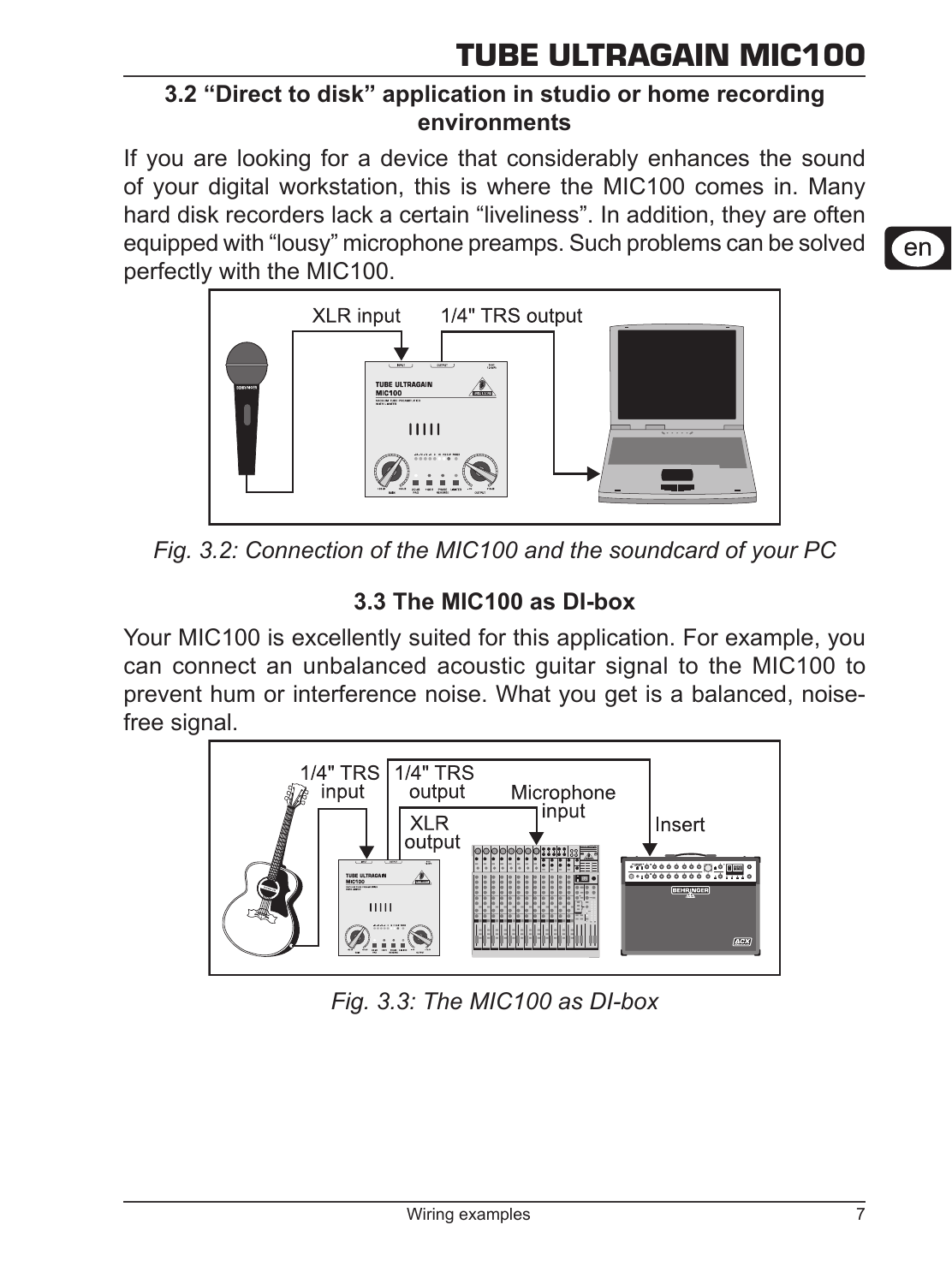### 3.2 “Direct to disk” application in studio or home recording environments

If you are looking for a device that considerably enhances the sound of your digital workstation, this is where the MIC100 comes in. Many hard disk recorders lack a certain “liveliness”. In addition, they are often equipped with “lousy” microphone preamps. Such problems can be solved perfectly with the MIC100.

*Fig. 3.2: Connection of the MIC100 and the soundcard of your PC*

### 3.3 The MIC100 as DI-box

Your MIC100 is excellently suited for this application. For example, you can connect an unbalanced acoustic guitar signal to the MIC100 to prevent hum or interference noise. What you get is a balanced, noise-free signal.

*Fig. 3.3: The MIC100 as DI-box*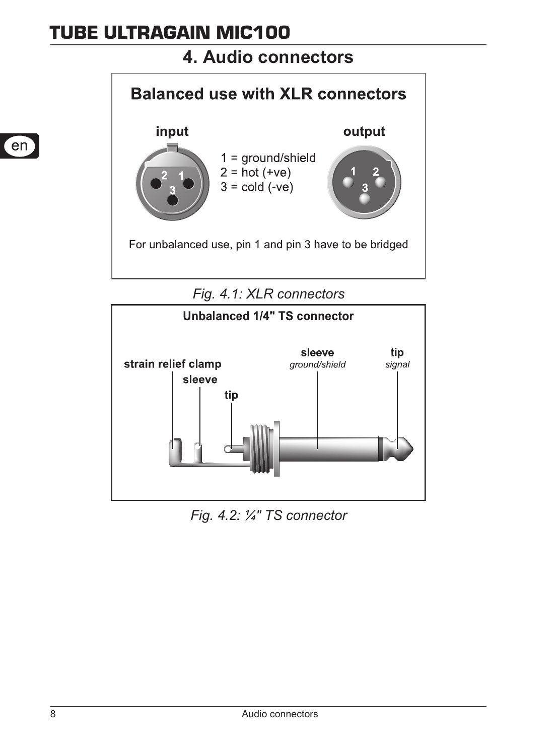# 4. Audio connectors

**Balanced use with XLR connectors**

**input** **output**

1 = ground/shield
2 = hot (+ve)
3 = cold (-ve)

For unbalanced use, pin 1 and pin 3 have to be bridged

*Fig. 4.1: XLR connectors*

**Unbalanced 1/4" TS connector**

**strain relief clamp**
**sleeve**
**tip**

**sleeve** *ground/shield*
**tip** *signal*

*Fig. 4.2: ¼" TS connector*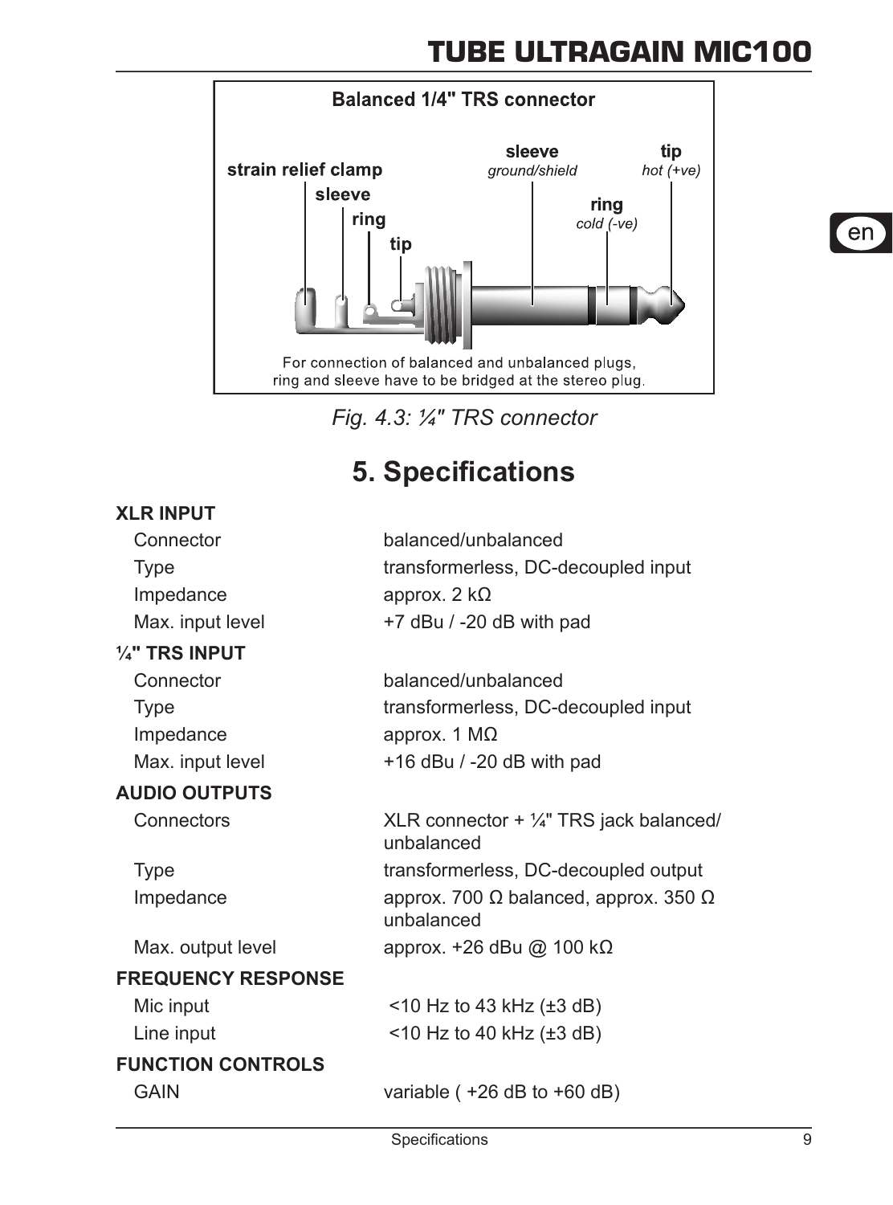Balanced 1/4" TRS connector

strain relief clamp, sleeve, ring, tip

sleeve *ground/shield*

tip *hot (+ve)*

ring *cold (-ve)*

For connection of balanced and unbalanced plugs, ring and sleeve have to be bridged at the stereo plug.

*Fig. 4.3: ¼" TRS connector*

# 5. Specifications

**XLR INPUT**

| | |
|---|---|
| Connector | balanced/unbalanced |
| Type | transformerless, DC-decoupled input |
| Impedance | approx. 2 kΩ |
| Max. input level | +7 dBu / -20 dB with pad |

**¼" TRS INPUT**

| | |
|---|---|
| Connector | balanced/unbalanced |
| Type | transformerless, DC-decoupled input |
| Impedance | approx. 1 MΩ |
| Max. input level | +16 dBu / -20 dB with pad |

**AUDIO OUTPUTS**

| | |
|---|---|
| Connectors | XLR connector + ¼" TRS jack balanced/ unbalanced |
| Type | transformerless, DC-decoupled output |
| Impedance | approx. 700 Ω balanced, approx. 350 Ω unbalanced |
| Max. output level | approx. +26 dBu @ 100 kΩ |

**FREQUENCY RESPONSE**

| | |
|---|---|
| Mic input | <10 Hz to 43 kHz (±3 dB) |
| Line input | <10 Hz to 40 kHz (±3 dB) |

**FUNCTION CONTROLS**

| | |
|---|---|
| GAIN | variable ( +26 dB to +60 dB) |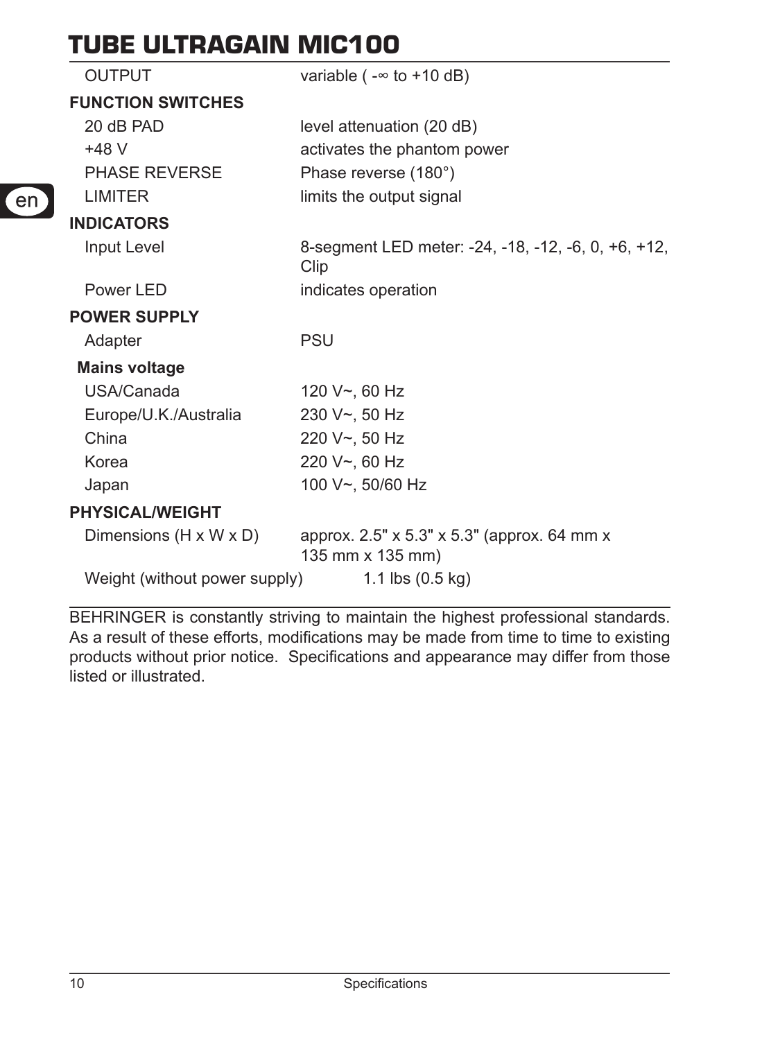# TUBE ULTRAGAIN MIC100

| | |
|---|---|
| OUTPUT | variable ( -∞ to +10 dB) |
| **FUNCTION SWITCHES** | |
| 20 dB PAD | level attenuation (20 dB) |
| +48 V | activates the phantom power |
| PHASE REVERSE | Phase reverse (180°) |
| LIMITER | limits the output signal |
| **INDICATORS** | |
| Input Level | 8-segment LED meter: -24, -18, -12, -6, 0, +6, +12, Clip |
| Power LED | indicates operation |
| **POWER SUPPLY** | |
| Adapter | PSU |
| **Mains voltage** | |
| USA/Canada | 120 V~, 60 Hz |
| Europe/U.K./Australia | 230 V~, 50 Hz |
| China | 220 V~, 50 Hz |
| Korea | 220 V~, 60 Hz |
| Japan | 100 V~, 50/60 Hz |
| **PHYSICAL/WEIGHT** | |
| Dimensions (H x W x D) | approx. 2.5" x 5.3" x 5.3" (approx. 64 mm x 135 mm x 135 mm) |
| Weight (without power supply) | 1.1 lbs (0.5 kg) |

BEHRINGER is constantly striving to maintain the highest professional standards. As a result of these efforts, modifications may be made from time to time to existing products without prior notice. Specifications and appearance may differ from those listed or illustrated.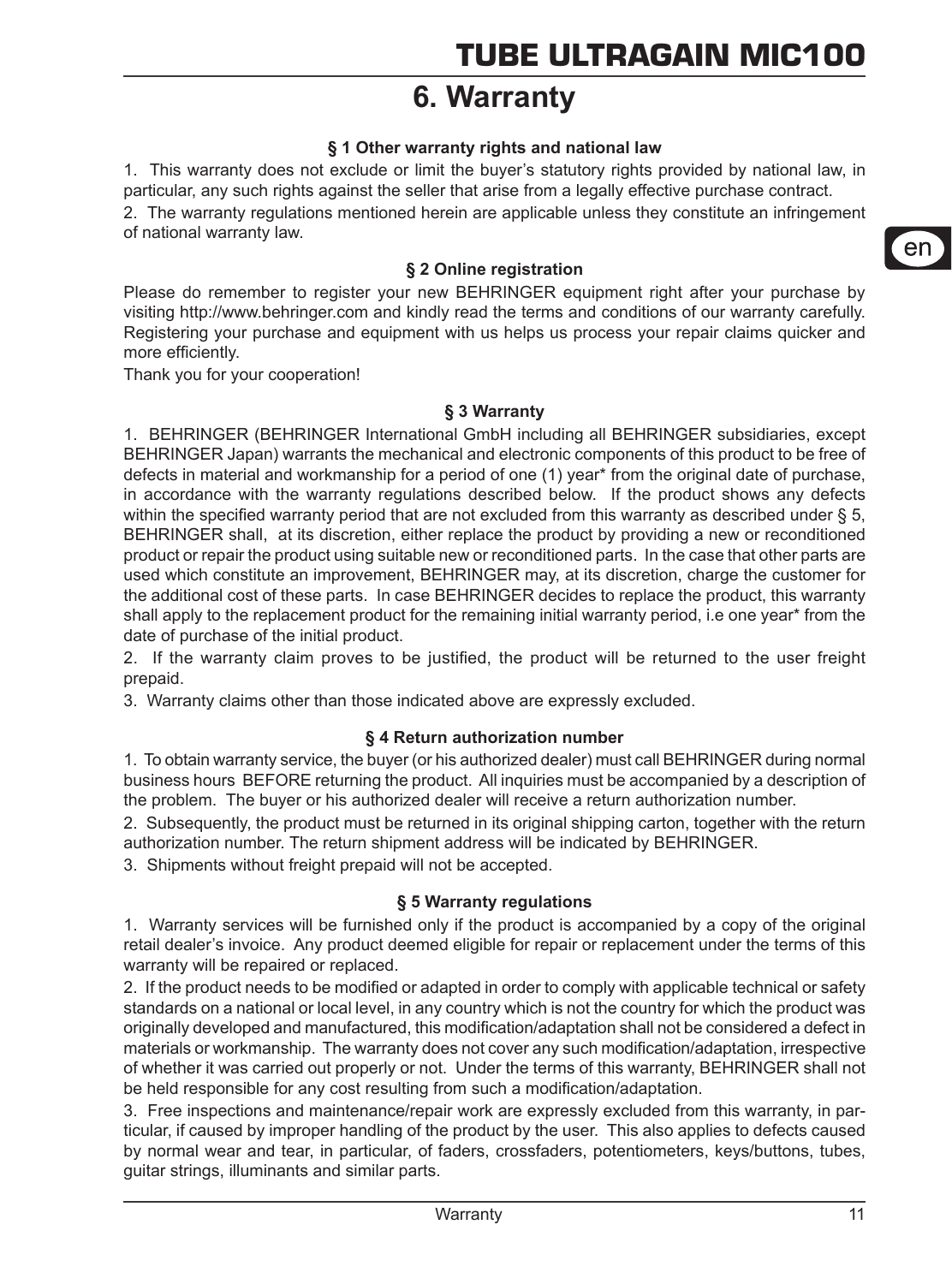# 6. Warranty

### § 1 Other warranty rights and national law

1. This warranty does not exclude or limit the buyer's statutory rights provided by national law, in particular, any such rights against the seller that arise from a legally effective purchase contract.

2. The warranty regulations mentioned herein are applicable unless they constitute an infringement of national warranty law.

### § 2 Online registration

Please do remember to register your new BEHRINGER equipment right after your purchase by visiting http://www.behringer.com and kindly read the terms and conditions of our warranty carefully. Registering your purchase and equipment with us helps us process your repair claims quicker and more efficiently.

Thank you for your cooperation!

### § 3 Warranty

1. BEHRINGER (BEHRINGER International GmbH including all BEHRINGER subsidiaries, except BEHRINGER Japan) warrants the mechanical and electronic components of this product to be free of defects in material and workmanship for a period of one (1) year* from the original date of purchase, in accordance with the warranty regulations described below. If the product shows any defects within the specified warranty period that are not excluded from this warranty as described under § 5, BEHRINGER shall, at its discretion, either replace the product by providing a new or reconditioned product or repair the product using suitable new or reconditioned parts. In the case that other parts are used which constitute an improvement, BEHRINGER may, at its discretion, charge the customer for the additional cost of these parts. In case BEHRINGER decides to replace the product, this warranty shall apply to the replacement product for the remaining initial warranty period, i.e one year* from the date of purchase of the initial product.

2. If the warranty claim proves to be justified, the product will be returned to the user freight prepaid.

3. Warranty claims other than those indicated above are expressly excluded.

### § 4 Return authorization number

1. To obtain warranty service, the buyer (or his authorized dealer) must call BEHRINGER during normal business hours BEFORE returning the product. All inquiries must be accompanied by a description of the problem. The buyer or his authorized dealer will receive a return authorization number.

2. Subsequently, the product must be returned in its original shipping carton, together with the return authorization number. The return shipment address will be indicated by BEHRINGER.

3. Shipments without freight prepaid will not be accepted.

### § 5 Warranty regulations

1. Warranty services will be furnished only if the product is accompanied by a copy of the original retail dealer's invoice. Any product deemed eligible for repair or replacement under the terms of this warranty will be repaired or replaced.

2. If the product needs to be modified or adapted in order to comply with applicable technical or safety standards on a national or local level, in any country which is not the country for which the product was originally developed and manufactured, this modification/adaptation shall not be considered a defect in materials or workmanship. The warranty does not cover any such modification/adaptation, irrespective of whether it was carried out properly or not. Under the terms of this warranty, BEHRINGER shall not be held responsible for any cost resulting from such a modification/adaptation.

3. Free inspections and maintenance/repair work are expressly excluded from this warranty, in particular, if caused by improper handling of the product by the user. This also applies to defects caused by normal wear and tear, in particular, of faders, crossfaders, potentiometers, keys/buttons, tubes, guitar strings, illuminants and similar parts.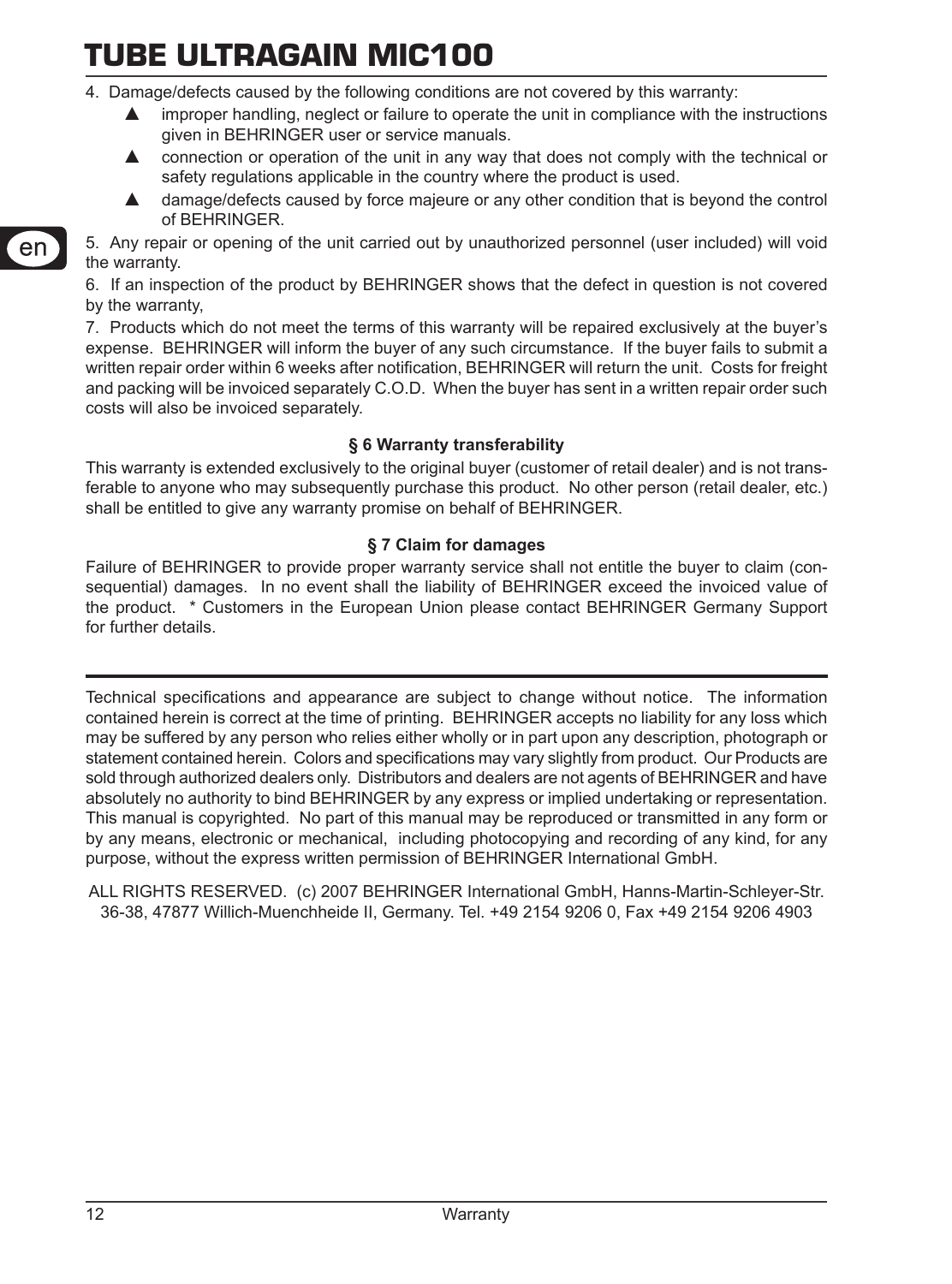4. Damage/defects caused by the following conditions are not covered by this warranty:
   - ▲ improper handling, neglect or failure to operate the unit in compliance with the instructions given in BEHRINGER user or service manuals.
   - ▲ connection or operation of the unit in any way that does not comply with the technical or safety regulations applicable in the country where the product is used.
   - ▲ damage/defects caused by force majeure or any other condition that is beyond the control of BEHRINGER.

5. Any repair or opening of the unit carried out by unauthorized personnel (user included) will void the warranty.

6. If an inspection of the product by BEHRINGER shows that the defect in question is not covered by the warranty,

7. Products which do not meet the terms of this warranty will be repaired exclusively at the buyer's expense. BEHRINGER will inform the buyer of any such circumstance. If the buyer fails to submit a written repair order within 6 weeks after notification, BEHRINGER will return the unit. Costs for freight and packing will be invoiced separately C.O.D. When the buyer has sent in a written repair order such costs will also be invoiced separately.

### § 6 Warranty transferability

This warranty is extended exclusively to the original buyer (customer of retail dealer) and is not transferable to anyone who may subsequently purchase this product. No other person (retail dealer, etc.) shall be entitled to give any warranty promise on behalf of BEHRINGER.

### § 7 Claim for damages

Failure of BEHRINGER to provide proper warranty service shall not entitle the buyer to claim (consequential) damages. In no event shall the liability of BEHRINGER exceed the invoiced value of the product. * Customers in the European Union please contact BEHRINGER Germany Support for further details.

---

Technical specifications and appearance are subject to change without notice. The information contained herein is correct at the time of printing. BEHRINGER accepts no liability for any loss which may be suffered by any person who relies either wholly or in part upon any description, photograph or statement contained herein. Colors and specifications may vary slightly from product. Our Products are sold through authorized dealers only. Distributors and dealers are not agents of BEHRINGER and have absolutely no authority to bind BEHRINGER by any express or implied undertaking or representation. This manual is copyrighted. No part of this manual may be reproduced or transmitted in any form or by any means, electronic or mechanical, including photocopying and recording of any kind, for any purpose, without the express written permission of BEHRINGER International GmbH.

ALL RIGHTS RESERVED. (c) 2007 BEHRINGER International GmbH, Hanns-Martin-Schleyer-Str. 36-38, 47877 Willich-Muenchheide II, Germany. Tel. +49 2154 9206 0, Fax +49 2154 9206 4903